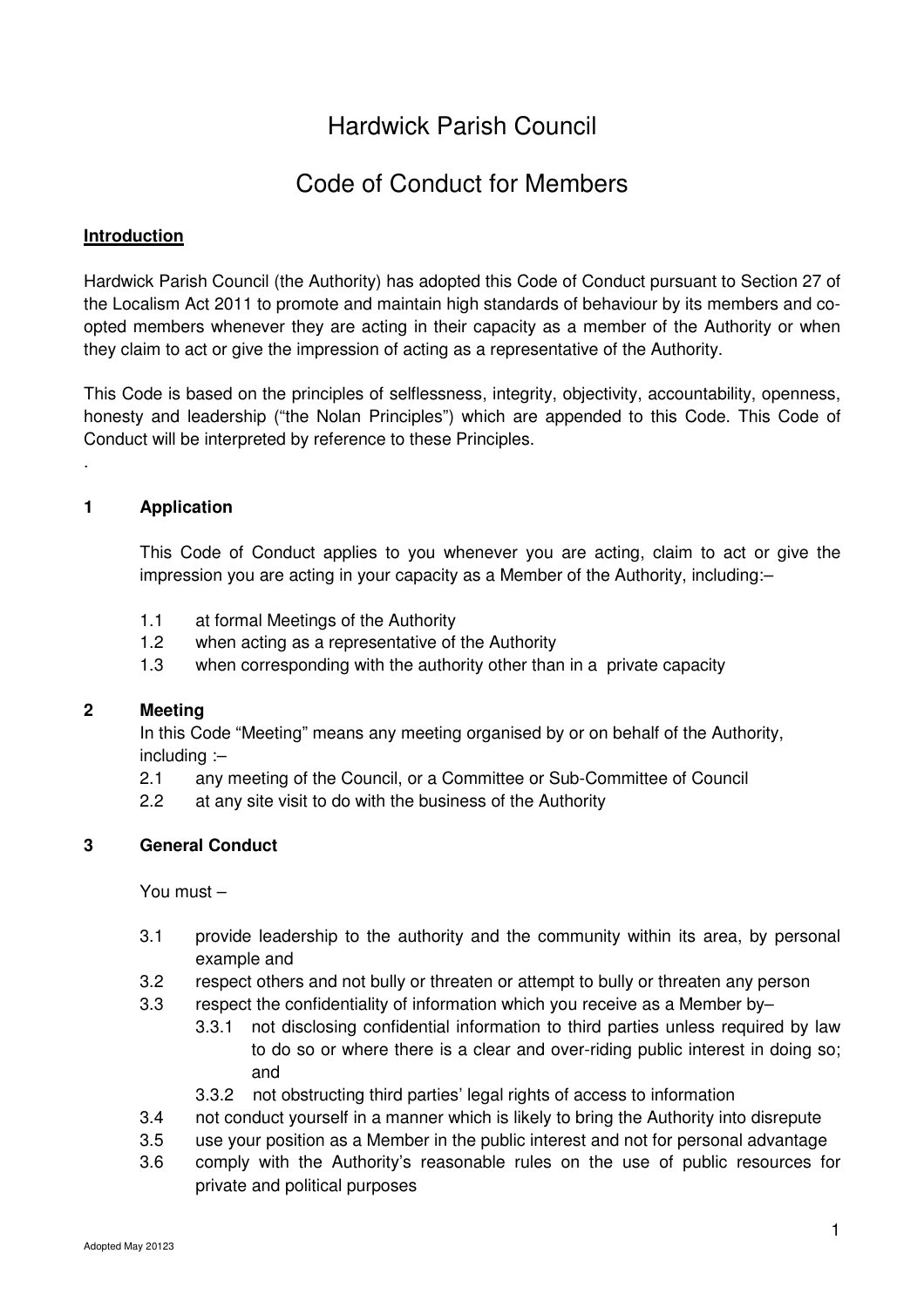# Hardwick Parish Council

# Code of Conduct for Members

**Introduction**

Hardwick Parish Council (the Authority) has adopted this Code of Conduct pursuant to Section 27 of the Localism Act 2011 to promote and maintain high standards of behaviour by its members and co-opted members whenever they are acting in their capacity as a member of the Authority or when they claim to act or give the impression of acting as a representative of the Authority.

This Code is based on the principles of selflessness, integrity, objectivity, accountability, openness, honesty and leadership ("the Nolan Principles") which are appended to this Code. This Code of Conduct will be interpreted by reference to these Principles.

.

## 1 Application

This Code of Conduct applies to you whenever you are acting, claim to act or give the impression you are acting in your capacity as a Member of the Authority, including:–

1.1 at formal Meetings of the Authority
1.2 when acting as a representative of the Authority
1.3 when corresponding with the authority other than in a private capacity

## 2 Meeting

In this Code "Meeting" means any meeting organised by or on behalf of the Authority, including :–

2.1 any meeting of the Council, or a Committee or Sub-Committee of Council
2.2 at any site visit to do with the business of the Authority

## 3 General Conduct

You must –

3.1 provide leadership to the authority and the community within its area, by personal example and
3.2 respect others and not bully or threaten or attempt to bully or threaten any person
3.3 respect the confidentiality of information which you receive as a Member by–
  3.3.1 not disclosing confidential information to third parties unless required by law to do so or where there is a clear and over-riding public interest in doing so; and
  3.3.2 not obstructing third parties' legal rights of access to information
3.4 not conduct yourself in a manner which is likely to bring the Authority into disrepute
3.5 use your position as a Member in the public interest and not for personal advantage
3.6 comply with the Authority's reasonable rules on the use of public resources for private and political purposes

Adopted May 20123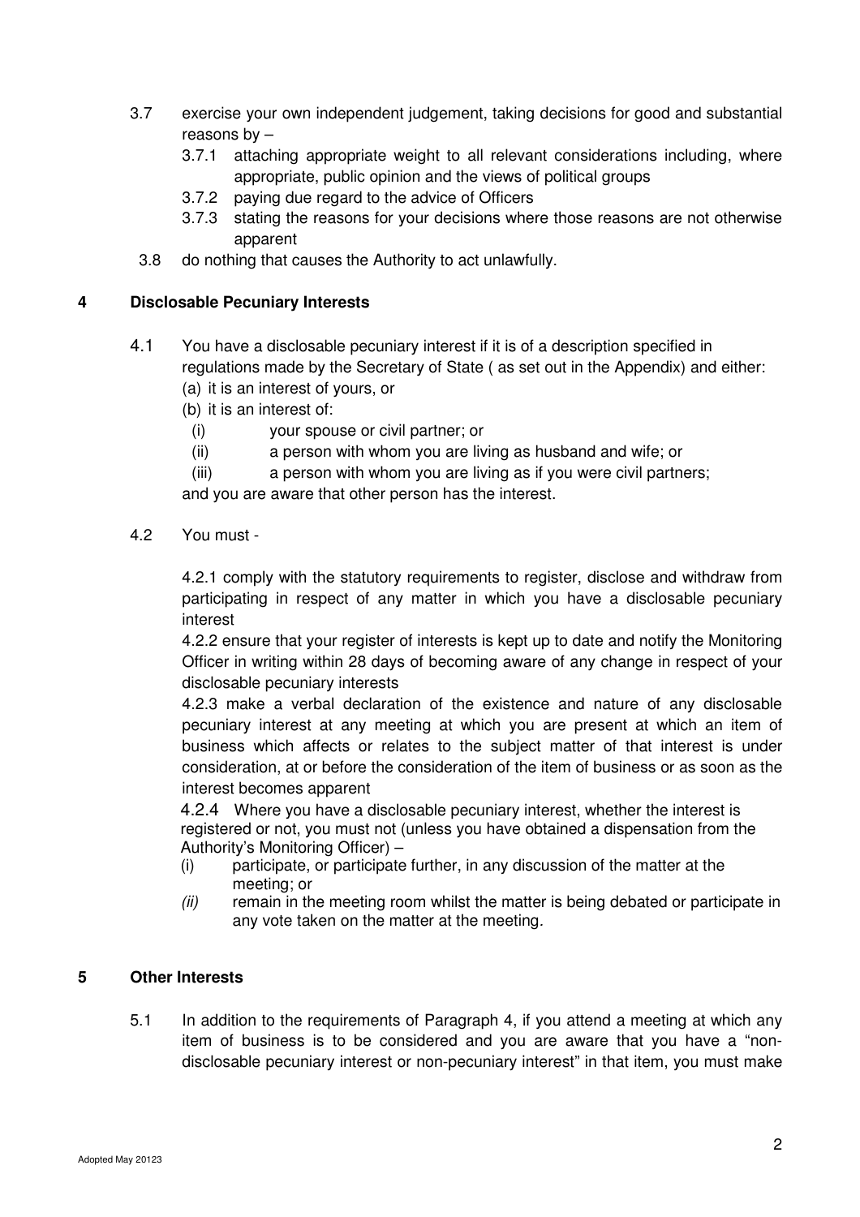3.7 exercise your own independent judgement, taking decisions for good and substantial reasons by –

   3.7.1 attaching appropriate weight to all relevant considerations including, where appropriate, public opinion and the views of political groups

   3.7.2 paying due regard to the advice of Officers

   3.7.3 stating the reasons for your decisions where those reasons are not otherwise apparent

3.8 do nothing that causes the Authority to act unlawfully.

## 4 Disclosable Pecuniary Interests

4.1 You have a disclosable pecuniary interest if it is of a description specified in regulations made by the Secretary of State ( as set out in the Appendix) and either:

(a) it is an interest of yours, or

(b) it is an interest of:

   (i) your spouse or civil partner; or

   (ii) a person with whom you are living as husband and wife; or

   (iii) a person with whom you are living as if you were civil partners;

and you are aware that other person has the interest.

4.2 You must -

4.2.1 comply with the statutory requirements to register, disclose and withdraw from participating in respect of any matter in which you have a disclosable pecuniary interest

4.2.2 ensure that your register of interests is kept up to date and notify the Monitoring Officer in writing within 28 days of becoming aware of any change in respect of your disclosable pecuniary interests

4.2.3 make a verbal declaration of the existence and nature of any disclosable pecuniary interest at any meeting at which you are present at which an item of business which affects or relates to the subject matter of that interest is under consideration, at or before the consideration of the item of business or as soon as the interest becomes apparent

4.2.4 Where you have a disclosable pecuniary interest, whether the interest is registered or not, you must not (unless you have obtained a dispensation from the Authority's Monitoring Officer) –

(i) participate, or participate further, in any discussion of the matter at the meeting; or

*(ii)* remain in the meeting room whilst the matter is being debated or participate in any vote taken on the matter at the meeting.

## 5 Other Interests

5.1 In addition to the requirements of Paragraph 4, if you attend a meeting at which any item of business is to be considered and you are aware that you have a "non-disclosable pecuniary interest or non-pecuniary interest" in that item, you must make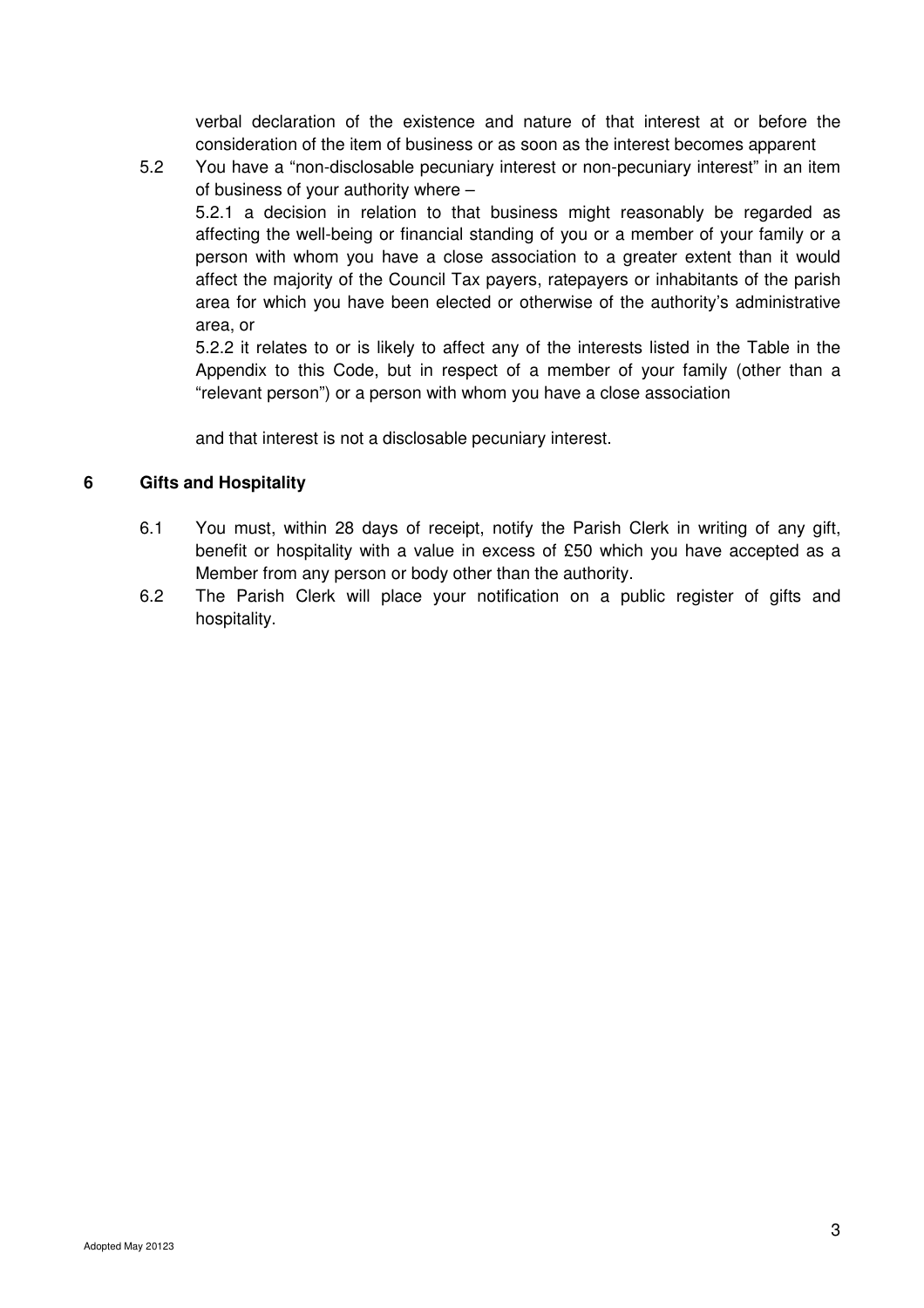verbal declaration of the existence and nature of that interest at or before the consideration of the item of business or as soon as the interest becomes apparent

5.2 You have a "non-disclosable pecuniary interest or non-pecuniary interest" in an item of business of your authority where –

5.2.1 a decision in relation to that business might reasonably be regarded as affecting the well-being or financial standing of you or a member of your family or a person with whom you have a close association to a greater extent than it would affect the majority of the Council Tax payers, ratepayers or inhabitants of the parish area for which you have been elected or otherwise of the authority's administrative area, or

5.2.2 it relates to or is likely to affect any of the interests listed in the Table in the Appendix to this Code, but in respect of a member of your family (other than a "relevant person") or a person with whom you have a close association

and that interest is not a disclosable pecuniary interest.

## 6 Gifts and Hospitality

6.1 You must, within 28 days of receipt, notify the Parish Clerk in writing of any gift, benefit or hospitality with a value in excess of £50 which you have accepted as a Member from any person or body other than the authority.

6.2 The Parish Clerk will place your notification on a public register of gifts and hospitality.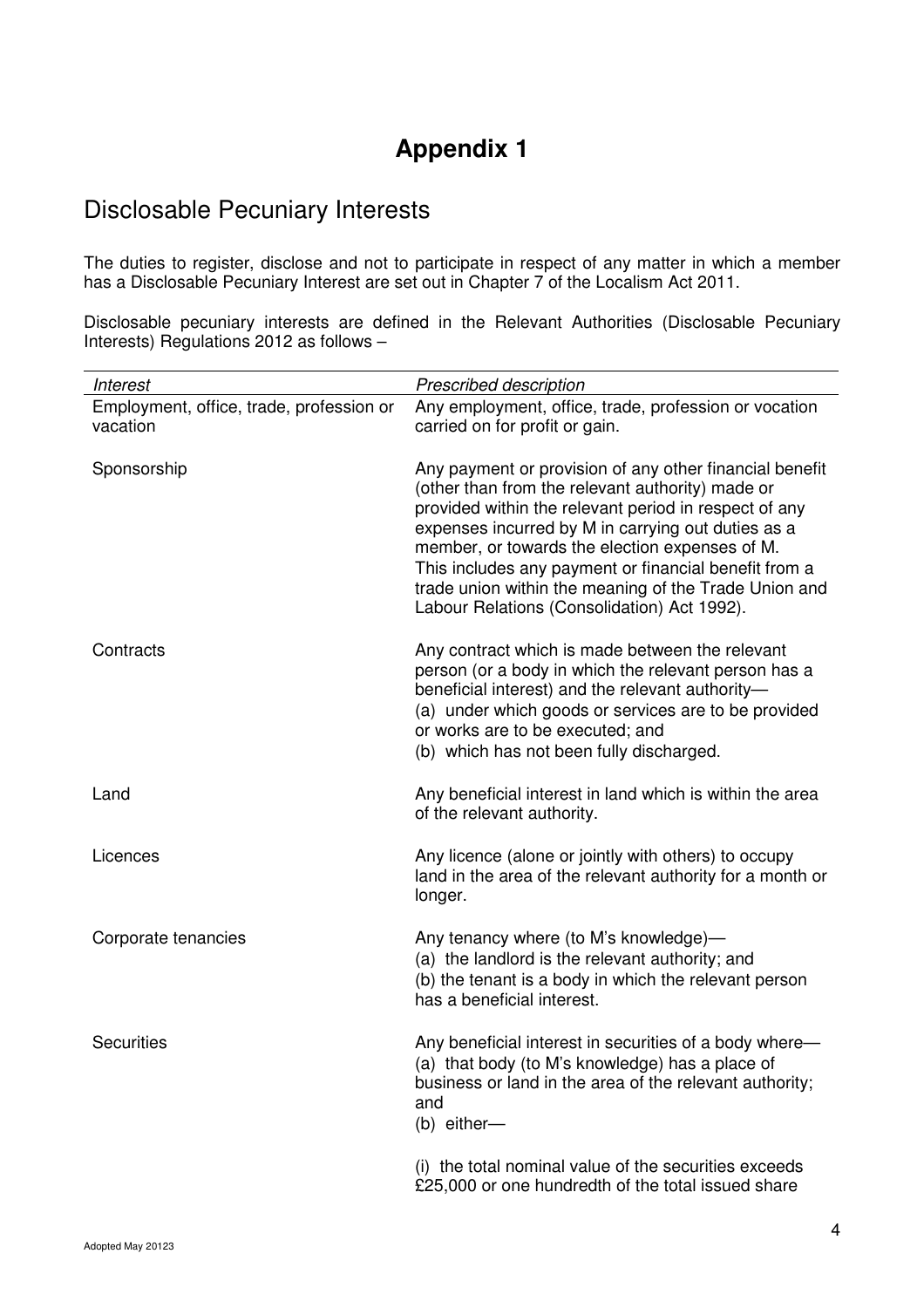# Appendix 1

## Disclosable Pecuniary Interests

The duties to register, disclose and not to participate in respect of any matter in which a member has a Disclosable Pecuniary Interest are set out in Chapter 7 of the Localism Act 2011.

Disclosable pecuniary interests are defined in the Relevant Authorities (Disclosable Pecuniary Interests) Regulations 2012 as follows –

| *Interest* | *Prescribed description* |
|---|---|
| Employment, office, trade, profession or vacation | Any employment, office, trade, profession or vocation carried on for profit or gain. |
| Sponsorship | Any payment or provision of any other financial benefit (other than from the relevant authority) made or provided within the relevant period in respect of any expenses incurred by M in carrying out duties as a member, or towards the election expenses of M. This includes any payment or financial benefit from a trade union within the meaning of the Trade Union and Labour Relations (Consolidation) Act 1992). |
| Contracts | Any contract which is made between the relevant person (or a body in which the relevant person has a beneficial interest) and the relevant authority— (a) under which goods or services are to be provided or works are to be executed; and (b) which has not been fully discharged. |
| Land | Any beneficial interest in land which is within the area of the relevant authority. |
| Licences | Any licence (alone or jointly with others) to occupy land in the area of the relevant authority for a month or longer. |
| Corporate tenancies | Any tenancy where (to M's knowledge)— (a) the landlord is the relevant authority; and (b) the tenant is a body in which the relevant person has a beneficial interest. |
| Securities | Any beneficial interest in securities of a body where— (a) that body (to M's knowledge) has a place of business or land in the area of the relevant authority; and (b) either— (i) the total nominal value of the securities exceeds £25,000 or one hundredth of the total issued share |

Adopted May 20123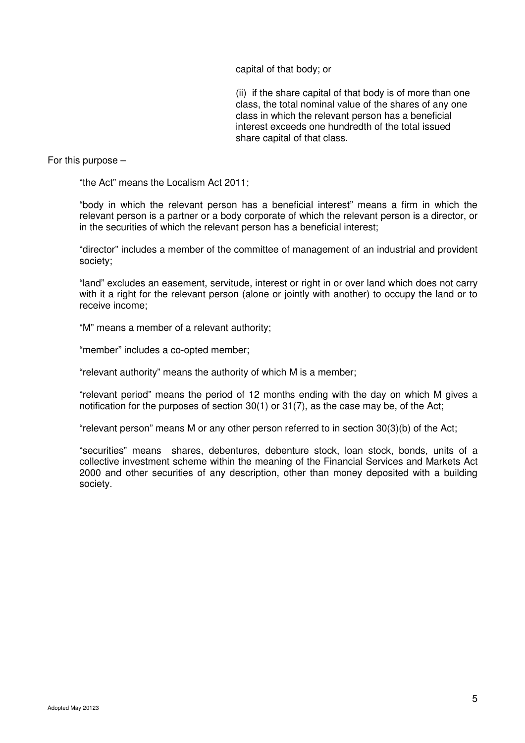capital of that body; or

(ii) if the share capital of that body is of more than one class, the total nominal value of the shares of any one class in which the relevant person has a beneficial interest exceeds one hundredth of the total issued share capital of that class.

For this purpose –

"the Act" means the Localism Act 2011;

"body in which the relevant person has a beneficial interest" means a firm in which the relevant person is a partner or a body corporate of which the relevant person is a director, or in the securities of which the relevant person has a beneficial interest;

"director" includes a member of the committee of management of an industrial and provident society;

"land" excludes an easement, servitude, interest or right in or over land which does not carry with it a right for the relevant person (alone or jointly with another) to occupy the land or to receive income;

"M" means a member of a relevant authority;

"member" includes a co-opted member;

"relevant authority" means the authority of which M is a member;

"relevant period" means the period of 12 months ending with the day on which M gives a notification for the purposes of section 30(1) or 31(7), as the case may be, of the Act;

"relevant person" means M or any other person referred to in section 30(3)(b) of the Act;

"securities" means shares, debentures, debenture stock, loan stock, bonds, units of a collective investment scheme within the meaning of the Financial Services and Markets Act 2000 and other securities of any description, other than money deposited with a building society.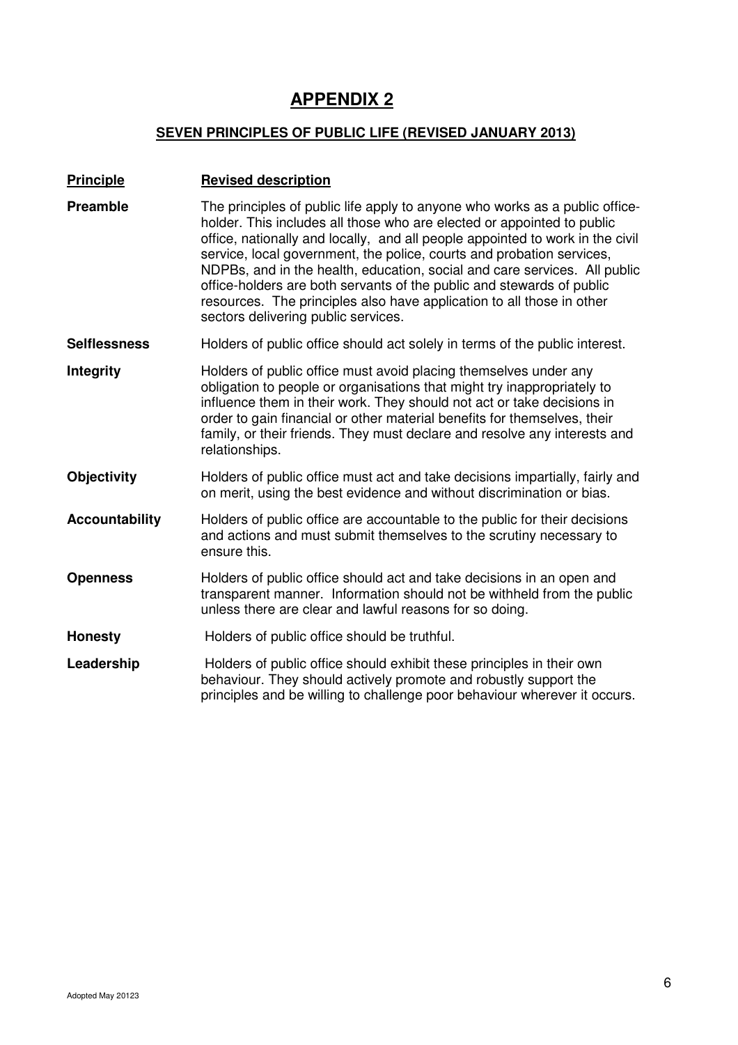# APPENDIX 2

## SEVEN PRINCIPLES OF PUBLIC LIFE (REVISED JANUARY 2013)

| Principle | Revised description |
|---|---|
| **Preamble** | The principles of public life apply to anyone who works as a public office-holder. This includes all those who are elected or appointed to public office, nationally and locally, and all people appointed to work in the civil service, local government, the police, courts and probation services, NDPBs, and in the health, education, social and care services. All public office-holders are both servants of the public and stewards of public resources. The principles also have application to all those in other sectors delivering public services. |
| **Selflessness** | Holders of public office should act solely in terms of the public interest. |
| **Integrity** | Holders of public office must avoid placing themselves under any obligation to people or organisations that might try inappropriately to influence them in their work. They should not act or take decisions in order to gain financial or other material benefits for themselves, their family, or their friends. They must declare and resolve any interests and relationships. |
| **Objectivity** | Holders of public office must act and take decisions impartially, fairly and on merit, using the best evidence and without discrimination or bias. |
| **Accountability** | Holders of public office are accountable to the public for their decisions and actions and must submit themselves to the scrutiny necessary to ensure this. |
| **Openness** | Holders of public office should act and take decisions in an open and transparent manner. Information should not be withheld from the public unless there are clear and lawful reasons for so doing. |
| **Honesty** | Holders of public office should be truthful. |
| **Leadership** | Holders of public office should exhibit these principles in their own behaviour. They should actively promote and robustly support the principles and be willing to challenge poor behaviour wherever it occurs. |

Adopted May 20123